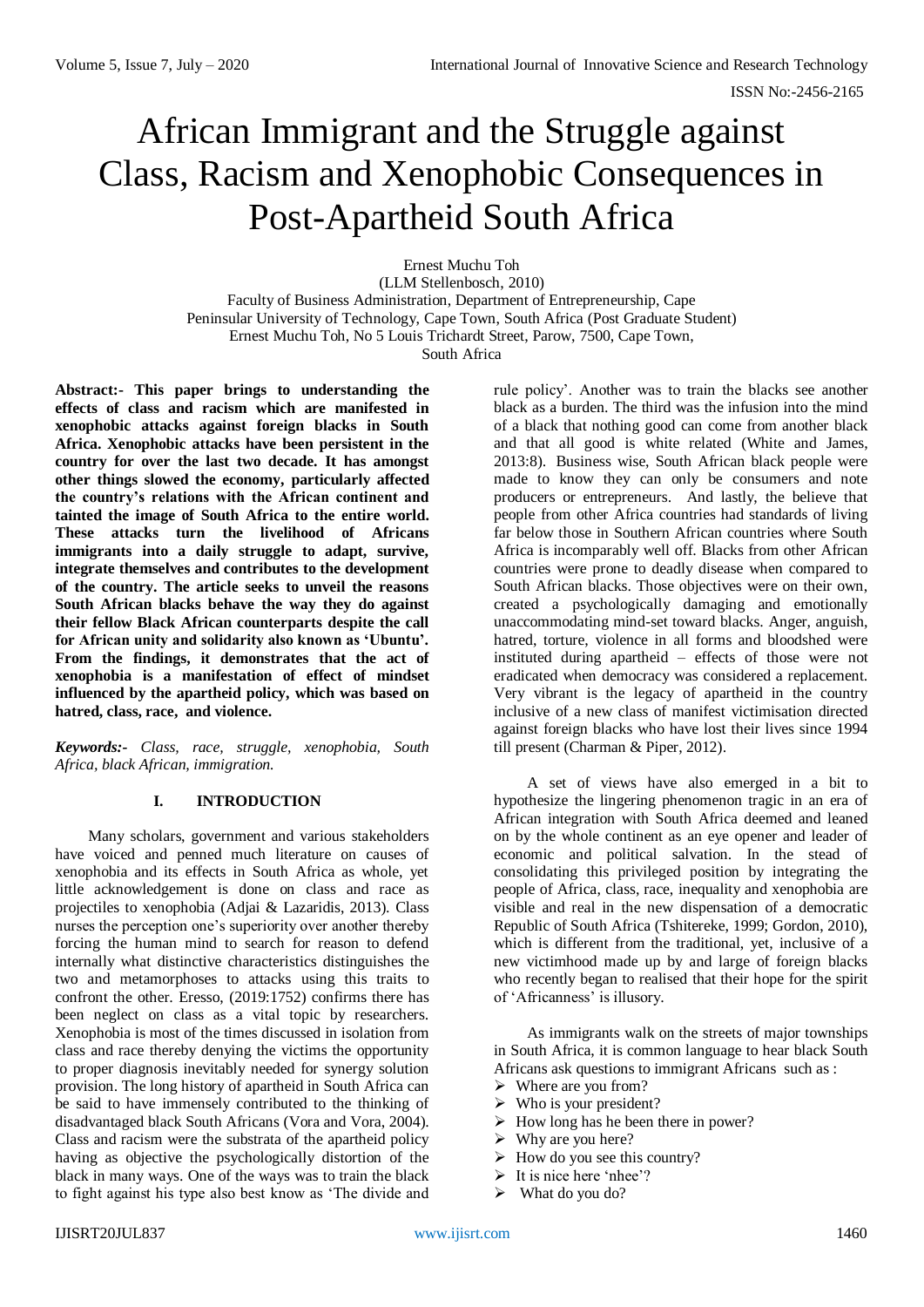# African Immigrant and the Struggle against Class, Racism and Xenophobic Consequences in Post-Apartheid South Africa

Ernest Muchu Toh
(LLM Stellenbosch, 2010)
Faculty of Business Administration, Department of Entrepreneurship, Cape Peninsular University of Technology, Cape Town, South Africa (Post Graduate Student)
Ernest Muchu Toh, No 5 Louis Trichardt Street, Parow, 7500, Cape Town, South Africa

**Abstract:- This paper brings to understanding the effects of class and racism which are manifested in xenophobic attacks against foreign blacks in South Africa. Xenophobic attacks have been persistent in the country for over the last two decade. It has amongst other things slowed the economy, particularly affected the country's relations with the African continent and tainted the image of South Africa to the entire world. These attacks turn the livelihood of Africans immigrants into a daily struggle to adapt, survive, integrate themselves and contributes to the development of the country. The article seeks to unveil the reasons South African blacks behave the way they do against their fellow Black African counterparts despite the call for African unity and solidarity also known as 'Ubuntu'. From the findings, it demonstrates that the act of xenophobia is a manifestation of effect of mindset influenced by the apartheid policy, which was based on hatred, class, race, and violence.**

***Keywords:-*** *Class, race, struggle, xenophobia, South Africa, black African, immigration.*

## I. INTRODUCTION

Many scholars, government and various stakeholders have voiced and penned much literature on causes of xenophobia and its effects in South Africa as whole, yet little acknowledgement is done on class and race as projectiles to xenophobia (Adjai & Lazaridis, 2013). Class nurses the perception one's superiority over another thereby forcing the human mind to search for reason to defend internally what distinctive characteristics distinguishes the two and metamorphoses to attacks using this traits to confront the other. Eresso, (2019:1752) confirms there has been neglect on class as a vital topic by researchers. Xenophobia is most of the times discussed in isolation from class and race thereby denying the victims the opportunity to proper diagnosis inevitably needed for synergy solution provision. The long history of apartheid in South Africa can be said to have immensely contributed to the thinking of disadvantaged black South Africans (Vora and Vora, 2004). Class and racism were the substrata of the apartheid policy having as objective the psychologically distortion of the black in many ways. One of the ways was to train the black to fight against his type also best know as 'The divide and rule policy'. Another was to train the blacks see another black as a burden. The third was the infusion into the mind of a black that nothing good can come from another black and that all good is white related (White and James, 2013:8). Business wise, South African black people were made to know they can only be consumers and note producers or entrepreneurs. And lastly, the believe that people from other Africa countries had standards of living far below those in Southern African countries where South Africa is incomparably well off. Blacks from other African countries were prone to deadly disease when compared to South African blacks. Those objectives were on their own, created a psychologically damaging and emotionally unaccommodating mind-set toward blacks. Anger, anguish, hatred, torture, violence in all forms and bloodshed were instituted during apartheid – effects of those were not eradicated when democracy was considered a replacement. Very vibrant is the legacy of apartheid in the country inclusive of a new class of manifest victimisation directed against foreign blacks who have lost their lives since 1994 till present (Charman & Piper, 2012).

A set of views have also emerged in a bit to hypothesize the lingering phenomenon tragic in an era of African integration with South Africa deemed and leaned on by the whole continent as an eye opener and leader of economic and political salvation. In the stead of consolidating this privileged position by integrating the people of Africa, class, race, inequality and xenophobia are visible and real in the new dispensation of a democratic Republic of South Africa (Tshitereke, 1999; Gordon, 2010), which is different from the traditional, yet, inclusive of a new victimhood made up by and large of foreign blacks who recently began to realised that their hope for the spirit of 'Africanness' is illusory.

As immigrants walk on the streets of major townships in South Africa, it is common language to hear black South Africans ask questions to immigrant Africans such as :

- Where are you from?
- Who is your president?
- How long has he been there in power?
- Why are you here?
- How do you see this country?
- It is nice here 'nhee'?
- What do you do?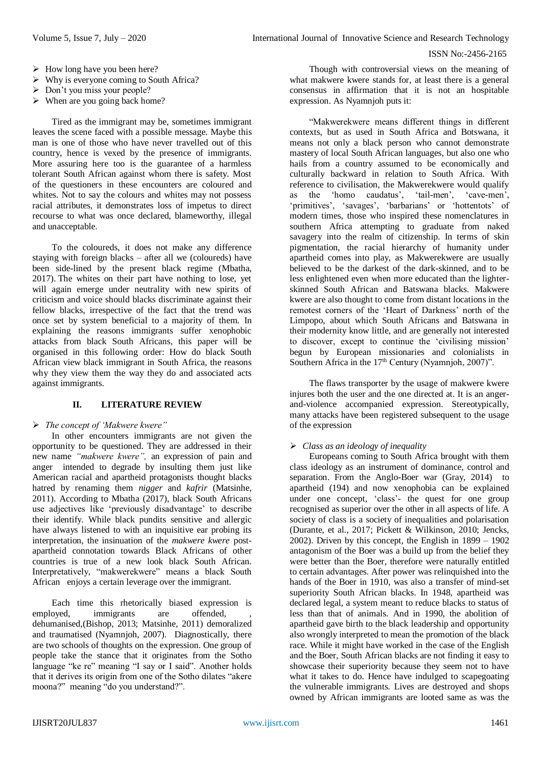- How long have you been here?
- Why is everyone coming to South Africa?
- Don't you miss your people?
- When are you going back home?

Tired as the immigrant may be, sometimes immigrant leaves the scene faced with a possible message. Maybe this man is one of those who have never travelled out of this country, hence is vexed by the presence of immigrants. More assuring here too is the guarantee of a harmless tolerant South African against whom there is safety. Most of the questioners in these encounters are coloured and whites. Not to say the colours and whites may not possess racial attributes, it demonstrates loss of impetus to direct recourse to what was once declared, blameworthy, illegal and unacceptable.

To the coloureds, it does not make any difference staying with foreign blacks – after all we (coloureds) have been side-lined by the present black regime (Mbatha, 2017). The whites on their part have nothing to lose, yet will again emerge under neutrality with new spirits of criticism and voice should blacks discriminate against their fellow blacks, irrespective of the fact that the trend was once set by system beneficial to a majority of them. In explaining the reasons immigrants suffer xenophobic attacks from black South Africans, this paper will be organised in this following order: How do black South African view black immigrant in South Africa, the reasons why they view them the way they do and associated acts against immigrants.

## II. LITERATURE REVIEW

- *The concept of 'Makwere kwere"*

In other encounters immigrants are not given the opportunity to be questioned. They are addressed in their new name *"makwere kwere",* an expression of pain and anger intended to degrade by insulting them just like American racial and apartheid protagonists thought blacks hatred by renaming them *nigger* and *kafrir* (Matsinhe, 2011). According to Mbatha (2017), black South Africans use adjectives like 'previously disadvantage' to describe their identify. While black pundits sensitive and allergic have always listened to with an inquisitive ear probing its interpretation, the insinuation of the *makwere kwere* post-apartheid connotation towards Black Africans of other countries is true of a new look black South African. Interpretatively, "makwerekwere" means a black South African enjoys a certain leverage over the immigrant.

Each time this rhetorically biased expression is employed, immigrants are offended, , dehumanised,(Bishop, 2013; Matsinhe, 2011) demoralized and traumatised (Nyamnjoh, 2007). Diagnostically, there are two schools of thoughts on the expression. One group of people take the stance that it originates from the Sotho language "ke re" meaning "I say or I said". Another holds that it derives its origin from one of the Sotho dilates "akere moona?" meaning "do you understand?".

Though with controversial views on the meaning of what makwere kwere stands for, at least there is a general consensus in affirmation that it is not an hospitable expression. As Nyamnjoh puts it:

"Makwerekwere means different things in different contexts, but as used in South Africa and Botswana, it means not only a black person who cannot demonstrate mastery of local South African languages, but also one who hails from a country assumed to be economically and culturally backward in relation to South Africa. With reference to civilisation, the Makwerekwere would qualify as the 'homo caudatus', 'tail-men', 'cave-men', 'primitives', 'savages', 'barbarians' or 'hottentots' of modern times, those who inspired these nomenclatures in southern Africa attempting to graduate from naked savagery into the realm of citizenship. In terms of skin pigmentation, the racial hierarchy of humanity under apartheid comes into play, as Makwerekwere are usually believed to be the darkest of the dark-skinned, and to be less enlightened even when more educated than the lighter-skinned South African and Batswana blacks. Makwere kwere are also thought to come from distant locations in the remotest corners of the 'Heart of Darkness' north of the Limpopo, about which South Africans and Batswana in their modernity know little, and are generally not interested to discover, except to continue the 'civilising mission' begun by European missionaries and colonialists in Southern Africa in the 17th Century (Nyamnjoh, 2007)".

The flaws transporter by the usage of makwere kwere injures both the user and the one directed at. It is an anger-and-violence accompanied expression. Stereotypically, many attacks have been registered subsequent to the usage of the expression

- *Class as an ideology of inequality*

Europeans coming to South Africa brought with them class ideology as an instrument of dominance, control and separation. From the Anglo-Boer war (Gray, 2014) to apartheid (194) and now xenophobia can be explained under one concept, 'class'- the quest for one group recognised as superior over the other in all aspects of life. A society of class is a society of inequalities and polarisation (Durante, et al., 2017; Pickett & Wilkinson, 2010; Jencks, 2002). Driven by this concept, the English in 1899 – 1902 antagonism of the Boer was a build up from the belief they were better than the Boer, therefore were naturally entitled to certain advantages. After power was relinquished into the hands of the Boer in 1910, was also a transfer of mind-set superiority South African blacks. In 1948, apartheid was declared legal, a system meant to reduce blacks to status of less than that of animals. And in 1990, the abolition of apartheid gave birth to the black leadership and opportunity also wrongly interpreted to mean the promotion of the black race. While it might have worked in the case of the English and the Boer, South African blacks are not finding it easy to showcase their superiority because they seem not to have what it takes to do. Hence have indulged to scapegoating the vulnerable immigrants. Lives are destroyed and shops owned by African immigrants are looted same as was the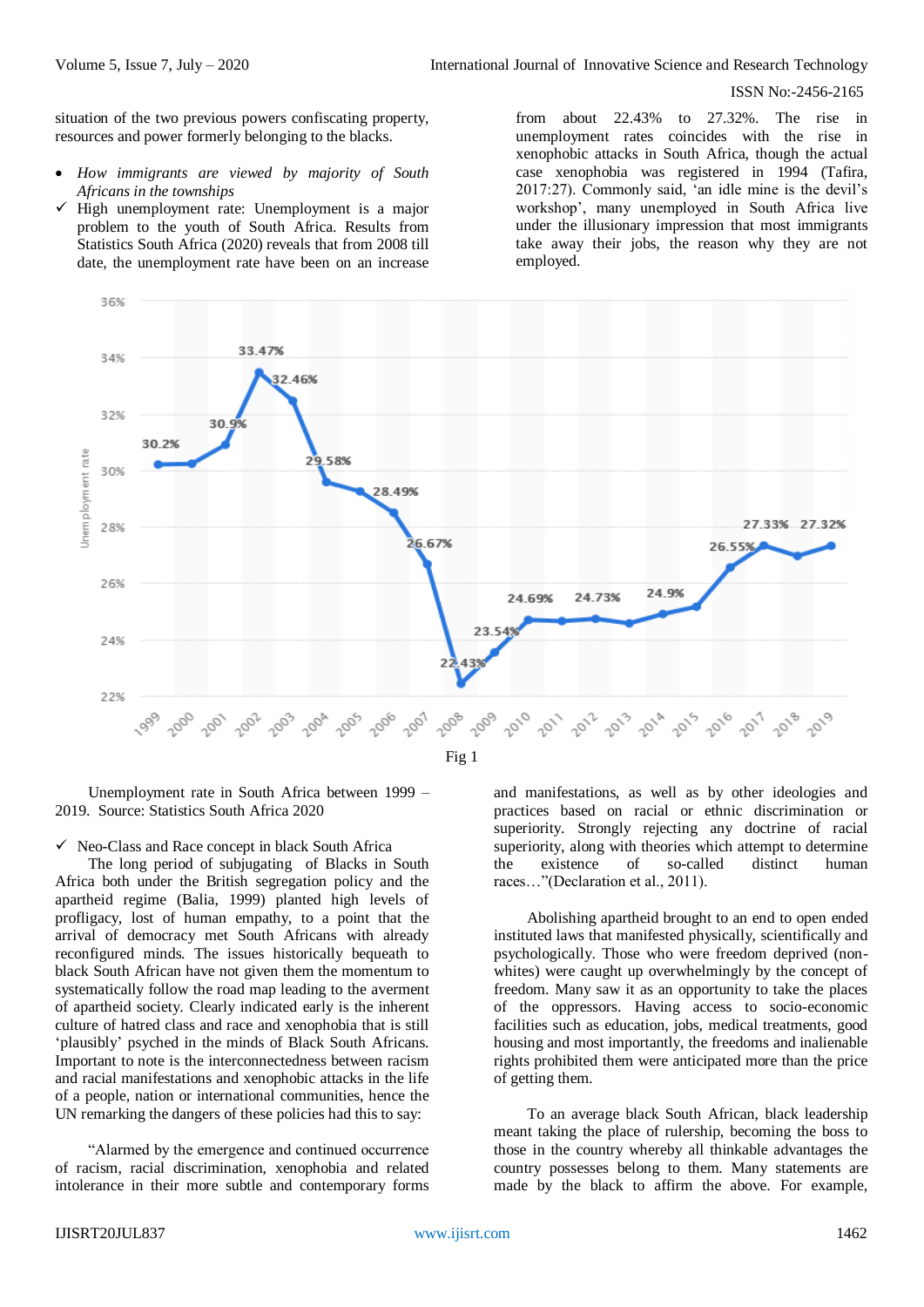situation of the two previous powers confiscating property, resources and power formerly belonging to the blacks.

- *How immigrants are viewed by majority of South Africans in the townships*

✓ High unemployment rate: Unemployment is a major problem to the youth of South Africa. Results from Statistics South Africa (2020) reveals that from 2008 till date, the unemployment rate have been on an increase from about 22.43% to 27.32%. The rise in unemployment rates coincides with the rise in xenophobic attacks in South Africa, though the actual case xenophobia was registered in 1994 (Tafira, 2017:27). Commonly said, 'an idle mine is the devil's workshop', many unemployed in South Africa live under the illusionary impression that most immigrants take away their jobs, the reason why they are not employed.

Fig 1

Unemployment rate in South Africa between 1999 – 2019. Source: Statistics South Africa 2020

✓ Neo-Class and Race concept in black South Africa

The long period of subjugating of Blacks in South Africa both under the British segregation policy and the apartheid regime (Balia, 1999) planted high levels of profligacy, lost of human empathy, to a point that the arrival of democracy met South Africans with already reconfigured minds. The issues historically bequeath to black South African have not given them the momentum to systematically follow the road map leading to the averment of apartheid society. Clearly indicated early is the inherent culture of hatred class and race and xenophobia that is still 'plausibly' psyched in the minds of Black South Africans. Important to note is the interconnectedness between racism and racial manifestations and xenophobic attacks in the life of a people, nation or international communities, hence the UN remarking the dangers of these policies had this to say:

"Alarmed by the emergence and continued occurrence of racism, racial discrimination, xenophobia and related intolerance in their more subtle and contemporary forms and manifestations, as well as by other ideologies and practices based on racial or ethnic discrimination or superiority. Strongly rejecting any doctrine of racial superiority, along with theories which attempt to determine the existence of so-called distinct human races…"(Declaration et al., 2011).

Abolishing apartheid brought to an end to open ended instituted laws that manifested physically, scientifically and psychologically. Those who were freedom deprived (non-whites) were caught up overwhelmingly by the concept of freedom. Many saw it as an opportunity to take the places of the oppressors. Having access to socio-economic facilities such as education, jobs, medical treatments, good housing and most importantly, the freedoms and inalienable rights prohibited them were anticipated more than the price of getting them.

To an average black South African, black leadership meant taking the place of rulership, becoming the boss to those in the country whereby all thinkable advantages the country possesses belong to them. Many statements are made by the black to affirm the above. For example,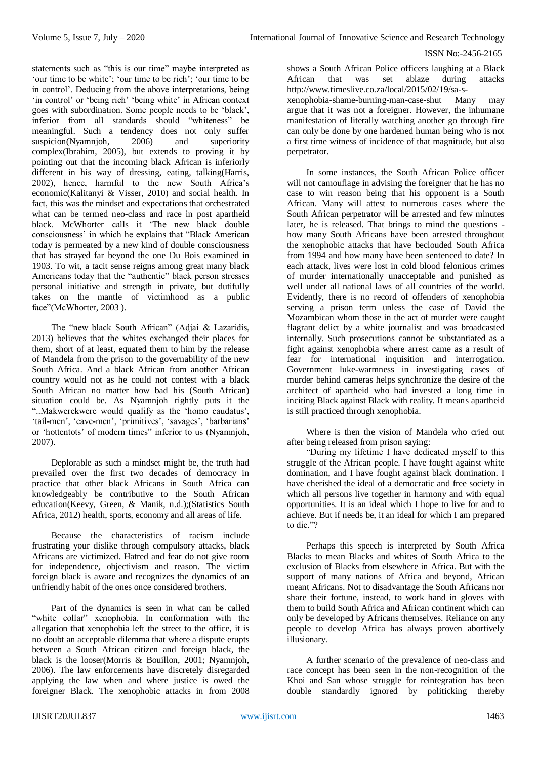statements such as "this is our time" maybe interpreted as 'our time to be white'; 'our time to be rich'; 'our time to be in control'. Deducing from the above interpretations, being 'in control' or 'being rich' 'being white' in African context goes with subordination. Some people needs to be 'black', inferior from all standards should "whiteness" be meaningful. Such a tendency does not only suffer suspicion(Nyamnjoh, 2006) and superiority complex(Ibrahim, 2005), but extends to proving it by pointing out that the incoming black African is inferiorly different in his way of dressing, eating, talking(Harris, 2002), hence, harmful to the new South Africa's economic(Kalitanyi & Visser, 2010) and social health. In fact, this was the mindset and expectations that orchestrated what can be termed neo-class and race in post apartheid black. McWhorter calls it 'The new black double consciousness' in which he explains that "Black American today is permeated by a new kind of double consciousness that has strayed far beyond the one Du Bois examined in 1903. To wit, a tacit sense reigns among great many black Americans today that the "authentic" black person stresses personal initiative and strength in private, but dutifully takes on the mantle of victimhood as a public face"(McWhorter, 2003 ).

The "new black South African" (Adjai & Lazaridis, 2013) believes that the whites exchanged their places for them, short of at least, equated them to him by the release of Mandela from the prison to the governability of the new South Africa. And a black African from another African country would not as he could not contest with a black South African no matter how bad his (South African) situation could be. As Nyamnjoh rightly puts it the "..Makwerekwere would qualify as the 'homo caudatus', 'tail-men', 'cave-men', 'primitives', 'savages', 'barbarians' or 'hottentots' of modern times" inferior to us (Nyamnjoh, 2007).

Deplorable as such a mindset might be, the truth had prevailed over the first two decades of democracy in practice that other black Africans in South Africa can knowledgeably be contributive to the South African education(Keevy, Green, & Manik, n.d.);(Statistics South Africa, 2012) health, sports, economy and all areas of life.

Because the characteristics of racism include frustrating your dislike through compulsory attacks, black Africans are victimized. Hatred and fear do not give room for independence, objectivism and reason. The victim foreign black is aware and recognizes the dynamics of an unfriendly habit of the ones once considered brothers.

Part of the dynamics is seen in what can be called "white collar" xenophobia. In conformation with the allegation that xenophobia left the street to the office, it is no doubt an acceptable dilemma that where a dispute erupts between a South African citizen and foreign black, the black is the looser(Morris & Bouillon, 2001; Nyamnjoh, 2006). The law enforcements have discretely disregarded applying the law when and where justice is owed the foreigner Black. The xenophobic attacks in from 2008 shows a South African Police officers laughing at a Black African that was set ablaze during attacks http://www.timeslive.co.za/local/2015/02/19/sa-s-xenophobia-shame-burning-man-case-shut Many may argue that it was not a foreigner. However, the inhumane manifestation of literally watching another go through fire can only be done by one hardened human being who is not a first time witness of incidence of that magnitude, but also perpetrator.

In some instances, the South African Police officer will not camouflage in advising the foreigner that he has no case to win reason being that his opponent is a South African. Many will attest to numerous cases where the South African perpetrator will be arrested and few minutes later, he is released. That brings to mind the questions - how many South Africans have been arrested throughout the xenophobic attacks that have beclouded South Africa from 1994 and how many have been sentenced to date? In each attack, lives were lost in cold blood felonious crimes of murder internationally unacceptable and punished as well under all national laws of all countries of the world. Evidently, there is no record of offenders of xenophobia serving a prison term unless the case of David the Mozambican whom those in the act of murder were caught flagrant delict by a white journalist and was broadcasted internally. Such prosecutions cannot be substantiated as a fight against xenophobia where arrest came as a result of fear for international inquisition and interrogation. Government luke-warmness in investigating cases of murder behind cameras helps synchronize the desire of the architect of apartheid who had invested a long time in inciting Black against Black with reality. It means apartheid is still practiced through xenophobia.

Where is then the vision of Mandela who cried out after being released from prison saying:

"During my lifetime I have dedicated myself to this struggle of the African people. I have fought against white domination, and I have fought against black domination. I have cherished the ideal of a democratic and free society in which all persons live together in harmony and with equal opportunities. It is an ideal which I hope to live for and to achieve. But if needs be, it an ideal for which I am prepared to die."?

Perhaps this speech is interpreted by South Africa Blacks to mean Blacks and whites of South Africa to the exclusion of Blacks from elsewhere in Africa. But with the support of many nations of Africa and beyond, African meant Africans. Not to disadvantage the South Africans nor share their fortune, instead, to work hand in gloves with them to build South Africa and African continent which can only be developed by Africans themselves. Reliance on any people to develop Africa has always proven abortively illusionary.

A further scenario of the prevalence of neo-class and race concept has been seen in the non-recognition of the Khoi and San whose struggle for reintegration has been double standardly ignored by politicking thereby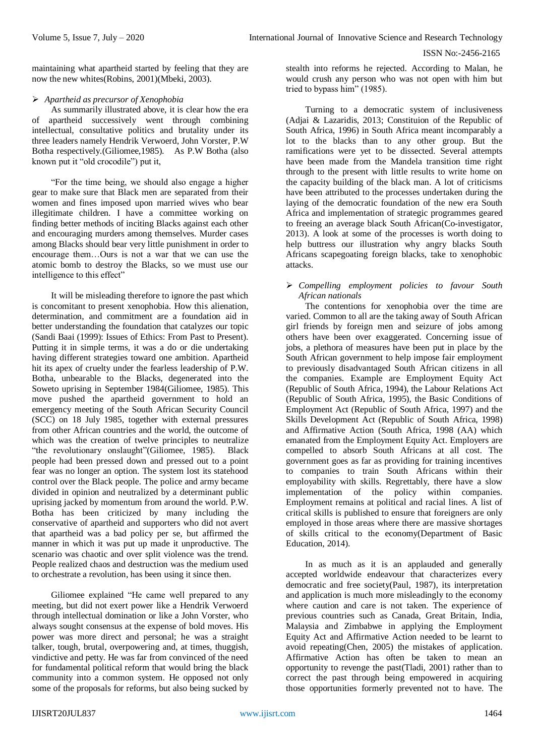maintaining what apartheid started by feeling that they are now the new whites(Robins, 2001)(Mbeki, 2003).

➢ *Apartheid as precursor of Xenophobia*

As summarily illustrated above, it is clear how the era of apartheid successively went through combining intellectual, consultative politics and brutality under its three leaders namely Hendrik Verwoerd, John Vorster, P.W Botha respectively.(Giliomee,1985). As P.W Botha (also known put it "old crocodile") put it,

"For the time being, we should also engage a higher gear to make sure that Black men are separated from their women and fines imposed upon married wives who bear illegitimate children. I have a committee working on finding better methods of inciting Blacks against each other and encouraging murders among themselves. Murder cases among Blacks should bear very little punishment in order to encourage them…Ours is not a war that we can use the atomic bomb to destroy the Blacks, so we must use our intelligence to this effect"

It will be misleading therefore to ignore the past which is concomitant to present xenophobia. How this alienation, determination, and commitment are a foundation aid in better understanding the foundation that catalyzes our topic (Sandi Baai (1999): Issues of Ethics: From Past to Present). Putting it in simple terms, it was a do or die undertaking having different strategies toward one ambition. Apartheid hit its apex of cruelty under the fearless leadership of P.W. Botha, unbearable to the Blacks, degenerated into the Soweto uprising in September 1984(Giliomee, 1985). This move pushed the apartheid government to hold an emergency meeting of the South African Security Council (SCC) on 18 July 1985, together with external pressures from other African countries and the world, the outcome of which was the creation of twelve principles to neutralize "the revolutionary onslaught"(Giliomee, 1985). Black people had been pressed down and pressed out to a point fear was no longer an option. The system lost its statehood control over the Black people. The police and army became divided in opinion and neutralized by a determinant public uprising jacked by momentum from around the world. P.W. Botha has been criticized by many including the conservative of apartheid and supporters who did not avert that apartheid was a bad policy per se, but affirmed the manner in which it was put up made it unproductive. The scenario was chaotic and over split violence was the trend. People realized chaos and destruction was the medium used to orchestrate a revolution, has been using it since then.

Giliomee explained "He came well prepared to any meeting, but did not exert power like a Hendrik Verwoerd through intellectual domination or like a John Vorster, who always sought consensus at the expense of bold moves. His power was more direct and personal; he was a straight talker, tough, brutal, overpowering and, at times, thuggish, vindictive and petty. He was far from convinced of the need for fundamental political reform that would bring the black community into a common system. He opposed not only some of the proposals for reforms, but also being sucked by stealth into reforms he rejected. According to Malan, he would crush any person who was not open with him but tried to bypass him" (1985).

Turning to a democratic system of inclusiveness (Adjai & Lazaridis, 2013; Constituion of the Republic of South Africa, 1996) in South Africa meant incomparably a lot to the blacks than to any other group. But the ramifications were yet to be dissected. Several attempts have been made from the Mandela transition time right through to the present with little results to write home on the capacity building of the black man. A lot of criticisms have been attributed to the processes undertaken during the laying of the democratic foundation of the new era South Africa and implementation of strategic programmes geared to freeing an average black South African(Co-investigator, 2013). A look at some of the processes is worth doing to help buttress our illustration why angry blacks South Africans scapegoating foreign blacks, take to xenophobic attacks.

➢ *Compelling employment policies to favour South African nationals*

The contentions for xenophobia over the time are varied. Common to all are the taking away of South African girl friends by foreign men and seizure of jobs among others have been over exaggerated. Concerning issue of jobs, a plethora of measures have been put in place by the South African government to help impose fair employment to previously disadvantaged South African citizens in all the companies. Example are Employment Equity Act (Republic of South Africa, 1994), the Labour Relations Act (Republic of South Africa, 1995), the Basic Conditions of Employment Act (Republic of South Africa, 1997) and the Skills Development Act (Republic of South Africa, 1998) and Affirmative Action (South Africa, 1998 (AA) which emanated from the Employment Equity Act. Employers are compelled to absorb South Africans at all cost. The government goes as far as providing for training incentives to companies to train South Africans within their employability with skills. Regrettably, there have a slow implementation of the policy within companies. Employment remains at political and racial lines. A list of critical skills is published to ensure that foreigners are only employed in those areas where there are massive shortages of skills critical to the economy(Department of Basic Education, 2014).

In as much as it is an applauded and generally accepted worldwide endeavour that characterizes every democratic and free society(Paul, 1987), its interpretation and application is much more misleadingly to the economy where caution and care is not taken. The experience of previous countries such as Canada, Great Britain, India, Malaysia and Zimbabwe in applying the Employment Equity Act and Affirmative Action needed to be learnt to avoid repeating(Chen, 2005) the mistakes of application. Affirmative Action has often be taken to mean an opportunity to revenge the past(Tladi, 2001) rather than to correct the past through being empowered in acquiring those opportunities formerly prevented not to have. The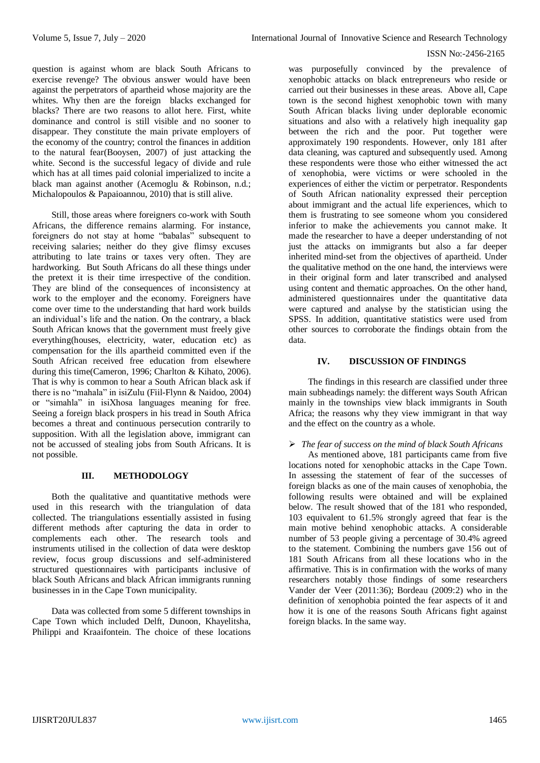question is against whom are black South Africans to exercise revenge? The obvious answer would have been against the perpetrators of apartheid whose majority are the whites. Why then are the foreign blacks exchanged for blacks? There are two reasons to allot here. First, white dominance and control is still visible and no sooner to disappear. They constitute the main private employers of the economy of the country; control the finances in addition to the natural fear(Booysen, 2007) of just attacking the white. Second is the successful legacy of divide and rule which has at all times paid colonial imperialized to incite a black man against another (Acemoglu & Robinson, n.d.; Michalopoulos & Papaioannou, 2010) that is still alive.

Still, those areas where foreigners co-work with South Africans, the difference remains alarming. For instance, foreigners do not stay at home "babalas" subsequent to receiving salaries; neither do they give flimsy excuses attributing to late trains or taxes very often. They are hardworking. But South Africans do all these things under the pretext it is their time irrespective of the condition. They are blind of the consequences of inconsistency at work to the employer and the economy. Foreigners have come over time to the understanding that hard work builds an individual's life and the nation. On the contrary, a black South African knows that the government must freely give everything(houses, electricity, water, education etc) as compensation for the ills apartheid committed even if the South African received free education from elsewhere during this time(Cameron, 1996; Charlton & Kihato, 2006). That is why is common to hear a South African black ask if there is no "mahala" in isiZulu (Fiil-Flynn & Naidoo, 2004) or "simahla" in isiXhosa languages meaning for free. Seeing a foreign black prospers in his tread in South Africa becomes a threat and continuous persecution contrarily to supposition. With all the legislation above, immigrant can not be accussed of stealing jobs from South Africans. It is not possible.

## III. METHODOLOGY

Both the qualitative and quantitative methods were used in this research with the triangulation of data collected. The triangulations essentially assisted in fusing different methods after capturing the data in order to complements each other. The research tools and instruments utilised in the collection of data were desktop review, focus group discussions and self-administered structured questionnaires with participants inclusive of black South Africans and black African immigrants running businesses in in the Cape Town municipality.

Data was collected from some 5 different townships in Cape Town which included Delft, Dunoon, Khayelitsha, Philippi and Kraaifontein. The choice of these locations was purposefully convinced by the prevalence of xenophobic attacks on black entrepreneurs who reside or carried out their businesses in these areas. Above all, Cape town is the second highest xenophobic town with many South African blacks living under deplorable economic situations and also with a relatively high inequality gap between the rich and the poor. Put together were approximately 190 respondents. However, only 181 after data cleaning, was captured and subsequently used. Among these respondents were those who either witnessed the act of xenophobia, were victims or were schooled in the experiences of either the victim or perpetrator. Respondents of South African nationality expressed their perception about immigrant and the actual life experiences, which to them is frustrating to see someone whom you considered inferior to make the achievements you cannot make. It made the researcher to have a deeper understanding of not just the attacks on immigrants but also a far deeper inherited mind-set from the objectives of apartheid. Under the qualitative method on the one hand, the interviews were in their original form and later transcribed and analysed using content and thematic approaches. On the other hand, administered questionnaires under the quantitative data were captured and analyse by the statistician using the SPSS. In addition, quantitative statistics were used from other sources to corroborate the findings obtain from the data.

## IV. DISCUSSION OF FINDINGS

The findings in this research are classified under three main subheadings namely: the different ways South African mainly in the townships view black immigrants in South Africa; the reasons why they view immigrant in that way and the effect on the country as a whole.

- *The fear of success on the mind of black South Africans*

As mentioned above, 181 participants came from five locations noted for xenophobic attacks in the Cape Town. In assessing the statement of fear of the successes of foreign blacks as one of the main causes of xenophobia, the following results were obtained and will be explained below. The result showed that of the 181 who responded, 103 equivalent to 61.5% strongly agreed that fear is the main motive behind xenophobic attacks. A considerable number of 53 people giving a percentage of 30.4% agreed to the statement. Combining the numbers gave 156 out of 181 South Africans from all these locations who in the affirmative. This is in confirmation with the works of many researchers notably those findings of some researchers Vander der Veer (2011:36); Bordeau (2009:2) who in the definition of xenophobia pointed the fear aspects of it and how it is one of the reasons South Africans fight against foreign blacks. In the same way.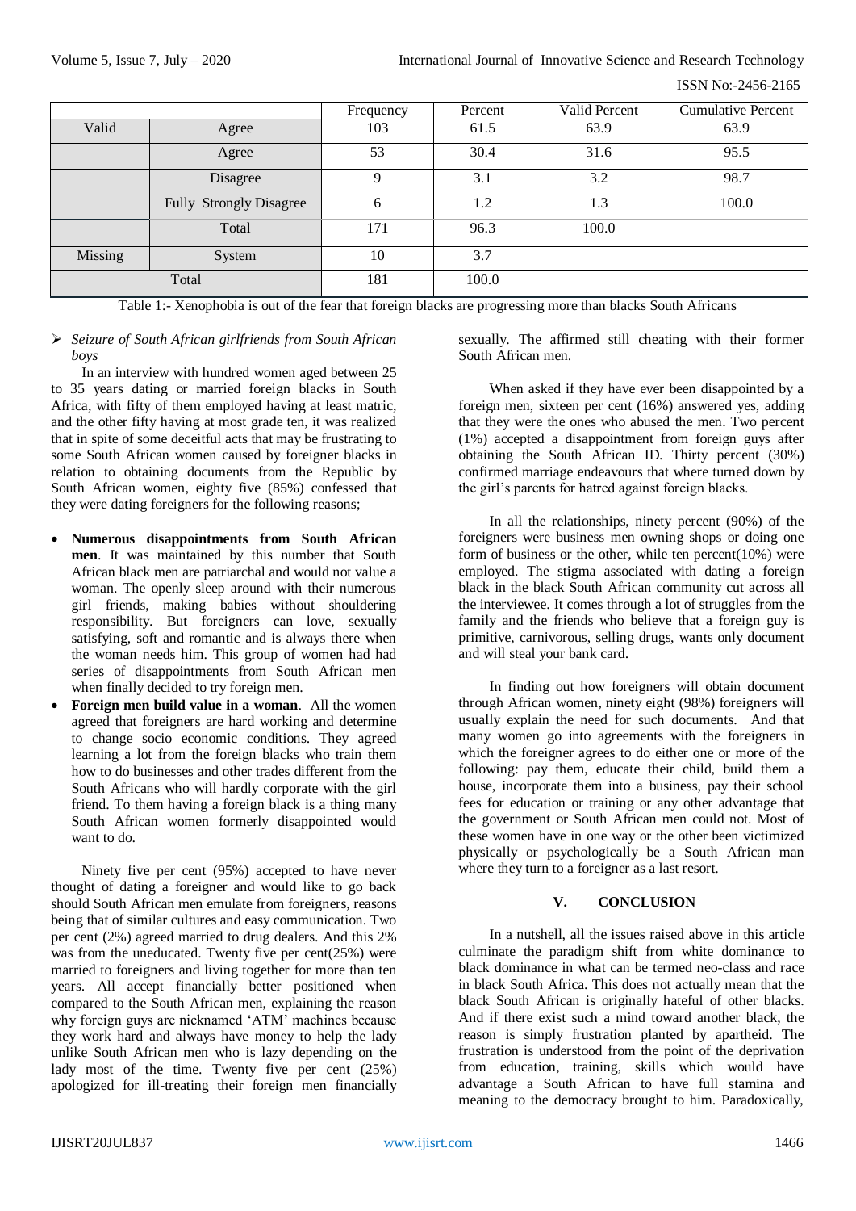| | | Frequency | Percent | Valid Percent | Cumulative Percent |
|---|---|---|---|---|---|
| Valid | Agree | 103 | 61.5 | 63.9 | 63.9 |
| | Agree | 53 | 30.4 | 31.6 | 95.5 |
| | Disagree | 9 | 3.1 | 3.2 | 98.7 |
| | Fully Strongly Disagree | 6 | 1.2 | 1.3 | 100.0 |
| | Total | 171 | 96.3 | 100.0 | |
| Missing | System | 10 | 3.7 | | |
| Total | | 181 | 100.0 | | |

Table 1:- Xenophobia is out of the fear that foreign blacks are progressing more than blacks South Africans

- *Seizure of South African girlfriends from South African boys*

In an interview with hundred women aged between 25 to 35 years dating or married foreign blacks in South Africa, with fifty of them employed having at least matric, and the other fifty having at most grade ten, it was realized that in spite of some deceitful acts that may be frustrating to some South African women caused by foreigner blacks in relation to obtaining documents from the Republic by South African women, eighty five (85%) confessed that they were dating foreigners for the following reasons;

- **Numerous disappointments from South African men**. It was maintained by this number that South African black men are patriarchal and would not value a woman. The openly sleep around with their numerous girl friends, making babies without shouldering responsibility. But foreigners can love, sexually satisfying, soft and romantic and is always there when the woman needs him. This group of women had had series of disappointments from South African men when finally decided to try foreign men.
- **Foreign men build value in a woman**. All the women agreed that foreigners are hard working and determine to change socio economic conditions. They agreed learning a lot from the foreign blacks who train them how to do businesses and other trades different from the South Africans who will hardly corporate with the girl friend. To them having a foreign black is a thing many South African women formerly disappointed would want to do.

Ninety five per cent (95%) accepted to have never thought of dating a foreigner and would like to go back should South African men emulate from foreigners, reasons being that of similar cultures and easy communication. Two per cent (2%) agreed married to drug dealers. And this 2% was from the uneducated. Twenty five per cent(25%) were married to foreigners and living together for more than ten years. All accept financially better positioned when compared to the South African men, explaining the reason why foreign guys are nicknamed 'ATM' machines because they work hard and always have money to help the lady unlike South African men who is lazy depending on the lady most of the time. Twenty five per cent (25%) apologized for ill-treating their foreign men financially sexually. The affirmed still cheating with their former South African men.

When asked if they have ever been disappointed by a foreign men, sixteen per cent (16%) answered yes, adding that they were the ones who abused the men. Two percent (1%) accepted a disappointment from foreign guys after obtaining the South African ID. Thirty percent (30%) confirmed marriage endeavours that where turned down by the girl's parents for hatred against foreign blacks.

In all the relationships, ninety percent (90%) of the foreigners were business men owning shops or doing one form of business or the other, while ten percent(10%) were employed. The stigma associated with dating a foreign black in the black South African community cut across all the interviewee. It comes through a lot of struggles from the family and the friends who believe that a foreign guy is primitive, carnivorous, selling drugs, wants only document and will steal your bank card.

In finding out how foreigners will obtain document through African women, ninety eight (98%) foreigners will usually explain the need for such documents. And that many women go into agreements with the foreigners in which the foreigner agrees to do either one or more of the following: pay them, educate their child, build them a house, incorporate them into a business, pay their school fees for education or training or any other advantage that the government or South African men could not. Most of these women have in one way or the other been victimized physically or psychologically be a South African man where they turn to a foreigner as a last resort.

## V. CONCLUSION

In a nutshell, all the issues raised above in this article culminate the paradigm shift from white dominance to black dominance in what can be termed neo-class and race in black South Africa. This does not actually mean that the black South African is originally hateful of other blacks. And if there exist such a mind toward another black, the reason is simply frustration planted by apartheid. The frustration is understood from the point of the deprivation from education, training, skills which would have advantage a South African to have full stamina and meaning to the democracy brought to him. Paradoxically,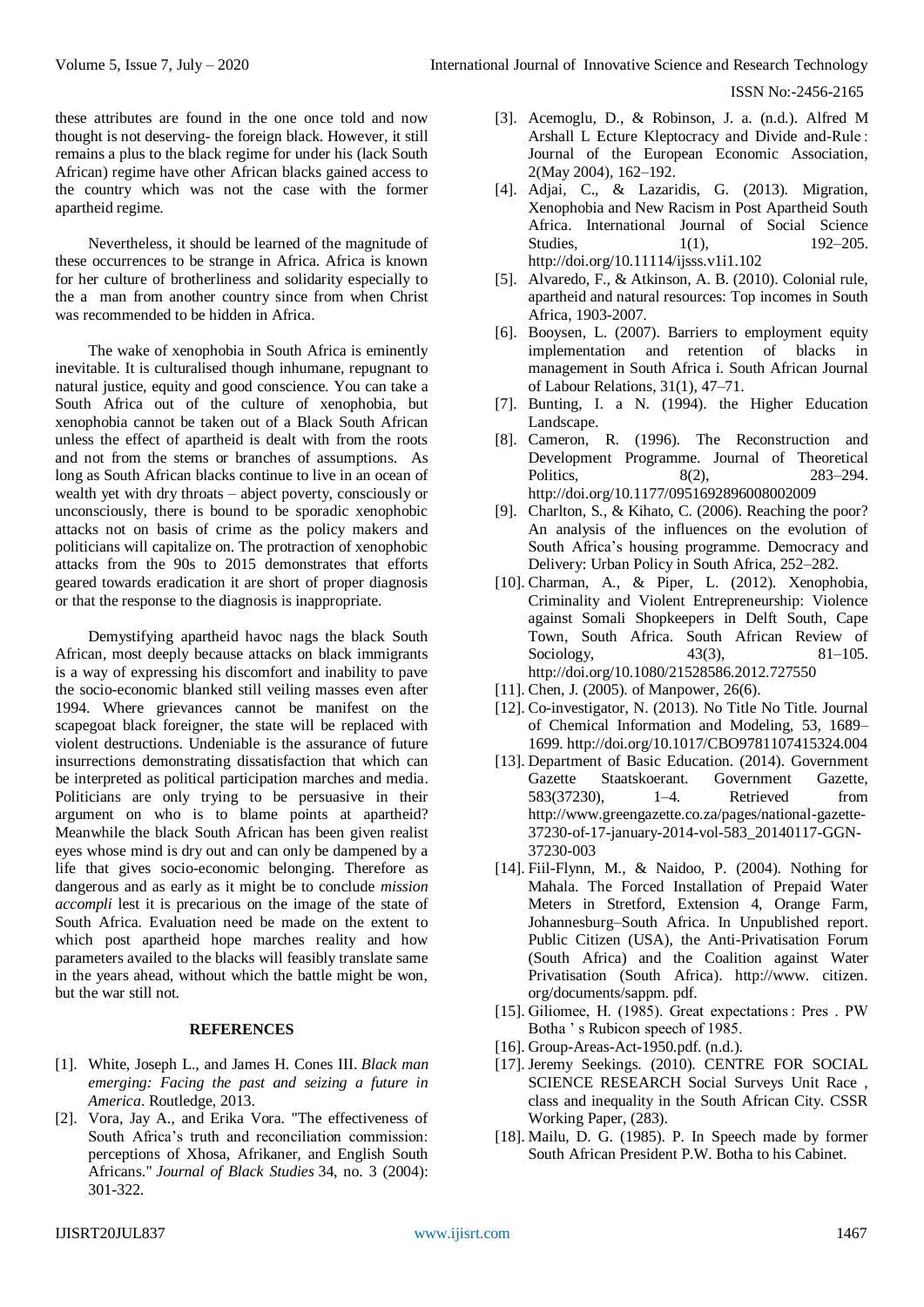these attributes are found in the one once told and now thought is not deserving- the foreign black. However, it still remains a plus to the black regime for under his (lack South African) regime have other African blacks gained access to the country which was not the case with the former apartheid regime.

Nevertheless, it should be learned of the magnitude of these occurrences to be strange in Africa. Africa is known for her culture of brotherliness and solidarity especially to the a man from another country since from when Christ was recommended to be hidden in Africa.

The wake of xenophobia in South Africa is eminently inevitable. It is culturalised though inhumane, repugnant to natural justice, equity and good conscience. You can take a South Africa out of the culture of xenophobia, but xenophobia cannot be taken out of a Black South African unless the effect of apartheid is dealt with from the roots and not from the stems or branches of assumptions. As long as South African blacks continue to live in an ocean of wealth yet with dry throats – abject poverty, consciously or unconsciously, there is bound to be sporadic xenophobic attacks not on basis of crime as the policy makers and politicians will capitalize on. The protraction of xenophobic attacks from the 90s to 2015 demonstrates that efforts geared towards eradication it are short of proper diagnosis or that the response to the diagnosis is inappropriate.

Demystifying apartheid havoc nags the black South African, most deeply because attacks on black immigrants is a way of expressing his discomfort and inability to pave the socio-economic blanked still veiling masses even after 1994. Where grievances cannot be manifest on the scapegoat black foreigner, the state will be replaced with violent destructions. Undeniable is the assurance of future insurrections demonstrating dissatisfaction that which can be interpreted as political participation marches and media. Politicians are only trying to be persuasive in their argument on who is to blame points at apartheid? Meanwhile the black South African has been given realist eyes whose mind is dry out and can only be dampened by a life that gives socio-economic belonging. Therefore as dangerous and as early as it might be to conclude *mission accompli* lest it is precarious on the image of the state of South Africa. Evaluation need be made on the extent to which post apartheid hope marches reality and how parameters availed to the blacks will feasibly translate same in the years ahead, without which the battle might be won, but the war still not.

## REFERENCES

[1]. White, Joseph L., and James H. Cones III. *Black man emerging: Facing the past and seizing a future in America*. Routledge, 2013.

[2]. Vora, Jay A., and Erika Vora. "The effectiveness of South Africa's truth and reconciliation commission: perceptions of Xhosa, Afrikaner, and English South Africans." *Journal of Black Studies* 34, no. 3 (2004): 301-322.

[3]. Acemoglu, D., & Robinson, J. a. (n.d.). Alfred M Arshall L Ecture Kleptocracy and Divide and-Rule : Journal of the European Economic Association, 2(May 2004), 162–192.

[4]. Adjai, C., & Lazaridis, G. (2013). Migration, Xenophobia and New Racism in Post Apartheid South Africa. International Journal of Social Science Studies, 1(1), 192–205. http://doi.org/10.11114/ijsss.v1i1.102

[5]. Alvaredo, F., & Atkinson, A. B. (2010). Colonial rule, apartheid and natural resources: Top incomes in South Africa, 1903-2007.

[6]. Booysen, L. (2007). Barriers to employment equity implementation and retention of blacks in management in South Africa i. South African Journal of Labour Relations, 31(1), 47–71.

[7]. Bunting, I. a N. (1994). the Higher Education Landscape.

[8]. Cameron, R. (1996). The Reconstruction and Development Programme. Journal of Theoretical Politics, 8(2), 283–294. http://doi.org/10.1177/0951692896008002009

[9]. Charlton, S., & Kihato, C. (2006). Reaching the poor? An analysis of the influences on the evolution of South Africa's housing programme. Democracy and Delivery: Urban Policy in South Africa, 252–282.

[10]. Charman, A., & Piper, L. (2012). Xenophobia, Criminality and Violent Entrepreneurship: Violence against Somali Shopkeepers in Delft South, Cape Town, South Africa. South African Review of Sociology, 43(3), 81–105. http://doi.org/10.1080/21528586.2012.727550

[11]. Chen, J. (2005). of Manpower, 26(6).

[12]. Co-investigator, N. (2013). No Title No Title. Journal of Chemical Information and Modeling, 53, 1689–1699. http://doi.org/10.1017/CBO9781107415324.004

[13]. Department of Basic Education. (2014). Government Gazette Staatskoerant. Government Gazette, 583(37230), 1–4. Retrieved from http://www.greengazette.co.za/pages/national-gazette-37230-of-17-january-2014-vol-583_20140117-GGN-37230-003

[14]. Fiil-Flynn, M., & Naidoo, P. (2004). Nothing for Mahala. The Forced Installation of Prepaid Water Meters in Stretford, Extension 4, Orange Farm, Johannesburg–South Africa. In Unpublished report. Public Citizen (USA), the Anti-Privatisation Forum (South Africa) and the Coalition against Water Privatisation (South Africa). http://www. citizen. org/documents/sappm. pdf.

[15]. Giliomee, H. (1985). Great expectations : Pres . PW Botha ' s Rubicon speech of 1985.

[16]. Group-Areas-Act-1950.pdf. (n.d.).

[17]. Jeremy Seekings. (2010). CENTRE FOR SOCIAL SCIENCE RESEARCH Social Surveys Unit Race , class and inequality in the South African City. CSSR Working Paper, (283).

[18]. Mailu, D. G. (1985). P. In Speech made by former South African President P.W. Botha to his Cabinet.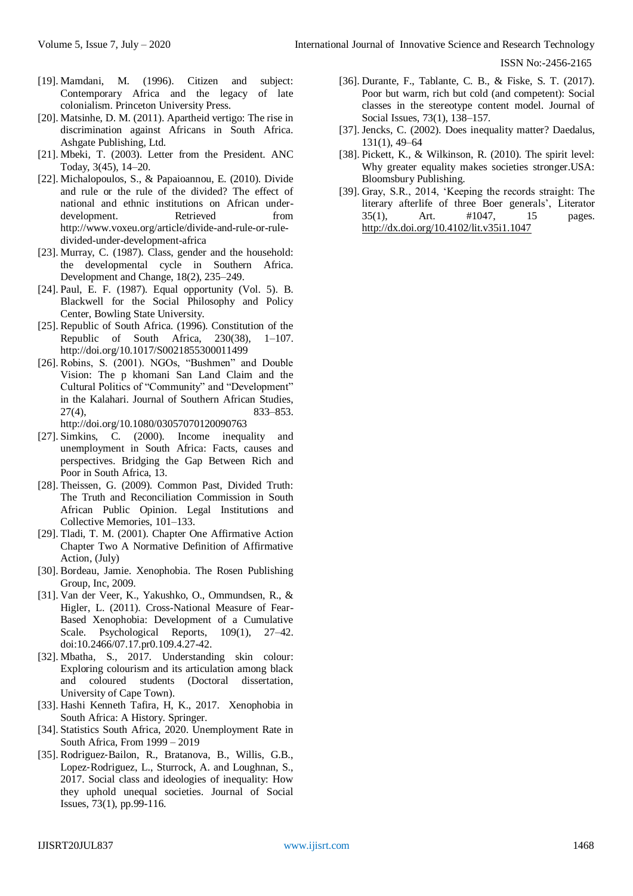[19]. Mamdani, M. (1996). Citizen and subject: Contemporary Africa and the legacy of late colonialism. Princeton University Press.

[20]. Matsinhe, D. M. (2011). Apartheid vertigo: The rise in discrimination against Africans in South Africa. Ashgate Publishing, Ltd.

[21]. Mbeki, T. (2003). Letter from the President. ANC Today, 3(45), 14–20.

[22]. Michalopoulos, S., & Papaioannou, E. (2010). Divide and rule or the rule of the divided? The effect of national and ethnic institutions on African under-development. Retrieved from http://www.voxeu.org/article/divide-and-rule-or-rule-divided-under-development-africa

[23]. Murray, C. (1987). Class, gender and the household: the developmental cycle in Southern Africa. Development and Change, 18(2), 235–249.

[24]. Paul, E. F. (1987). Equal opportunity (Vol. 5). B. Blackwell for the Social Philosophy and Policy Center, Bowling State University.

[25]. Republic of South Africa. (1996). Constitution of the Republic of South Africa, 230(38), 1–107. http://doi.org/10.1017/S0021855300011499

[26]. Robins, S. (2001). NGOs, "Bushmen" and Double Vision: The p khomani San Land Claim and the Cultural Politics of "Community" and "Development" in the Kalahari. Journal of Southern African Studies, 27(4), 833–853. http://doi.org/10.1080/03057070120090763

[27]. Simkins, C. (2000). Income inequality and unemployment in South Africa: Facts, causes and perspectives. Bridging the Gap Between Rich and Poor in South Africa, 13.

[28]. Theissen, G. (2009). Common Past, Divided Truth: The Truth and Reconciliation Commission in South African Public Opinion. Legal Institutions and Collective Memories, 101–133.

[29]. Tladi, T. M. (2001). Chapter One Affirmative Action Chapter Two A Normative Definition of Affirmative Action, (July)

[30]. Bordeau, Jamie. Xenophobia. The Rosen Publishing Group, Inc, 2009.

[31]. Van der Veer, K., Yakushko, O., Ommundsen, R., & Higler, L. (2011). Cross-National Measure of Fear-Based Xenophobia: Development of a Cumulative Scale. Psychological Reports, 109(1), 27–42. doi:10.2466/07.17.pr0.109.4.27-42.

[32]. Mbatha, S., 2017. Understanding skin colour: Exploring colourism and its articulation among black and coloured students (Doctoral dissertation, University of Cape Town).

[33]. Hashi Kenneth Tafira, H, K., 2017. Xenophobia in South Africa: A History. Springer.

[34]. Statistics South Africa, 2020. Unemployment Rate in South Africa, From 1999 – 2019

[35]. Rodriguez‐Bailon, R., Bratanova, B., Willis, G.B., Lopez‐Rodriguez, L., Sturrock, A. and Loughnan, S., 2017. Social class and ideologies of inequality: How they uphold unequal societies. Journal of Social Issues, 73(1), pp.99-116.

[36]. Durante, F., Tablante, C. B., & Fiske, S. T. (2017). Poor but warm, rich but cold (and competent): Social classes in the stereotype content model. Journal of Social Issues, 73(1), 138–157.

[37]. Jencks, C. (2002). Does inequality matter? Daedalus, 131(1), 49–64

[38]. Pickett, K., & Wilkinson, R. (2010). The spirit level: Why greater equality makes societies stronger.USA: Bloomsbury Publishing.

[39]. Gray, S.R., 2014, 'Keeping the records straight: The literary afterlife of three Boer generals', Literator 35(1), Art. #1047, 15 pages. http://dx.doi.org/10.4102/lit.v35i1.1047